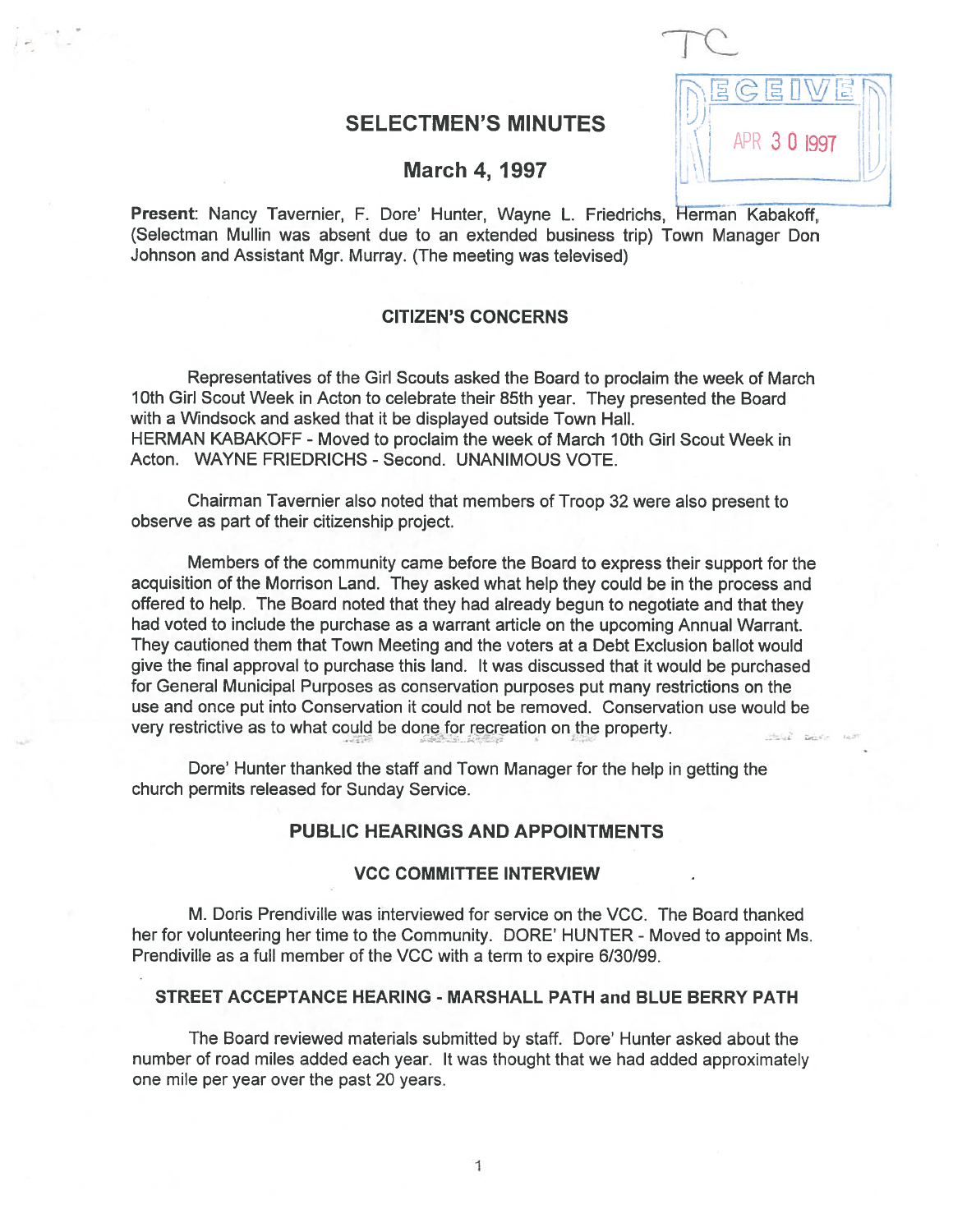TC

RECEIVED
APR 30 1997

# SELECTMEN'S MINUTES

## March 4, 1997

**Present**: Nancy Tavernier, F. Dore' Hunter, Wayne L. Friedrichs, Herman Kabakoff, (Selectman Mullin was absent due to an extended business trip) Town Manager Don Johnson and Assistant Mgr. Murray. (The meeting was televised)

### CITIZEN'S CONCERNS

Representatives of the Girl Scouts asked the Board to proclaim the week of March 10th Girl Scout Week in Acton to celebrate their 85th year. They presented the Board with a Windsock and asked that it be displayed outside Town Hall.
HERMAN KABAKOFF - Moved to proclaim the week of March 10th Girl Scout Week in Acton. WAYNE FRIEDRICHS - Second. UNANIMOUS VOTE.

Chairman Tavernier also noted that members of Troop 32 were also present to observe as part of their citizenship project.

Members of the community came before the Board to express their support for the acquisition of the Morrison Land. They asked what help they could be in the process and offered to help. The Board noted that they had already begun to negotiate and that they had voted to include the purchase as a warrant article on the upcoming Annual Warrant. They cautioned them that Town Meeting and the voters at a Debt Exclusion ballot would give the final approval to purchase this land. It was discussed that it would be purchased for General Municipal Purposes as conservation purposes put many restrictions on the use and once put into Conservation it could not be removed. Conservation use would be very restrictive as to what could be done for recreation on the property.

Dore' Hunter thanked the staff and Town Manager for the help in getting the church permits released for Sunday Service.

### PUBLIC HEARINGS AND APPOINTMENTS

#### VCC COMMITTEE INTERVIEW

M. Doris Prendiville was interviewed for service on the VCC. The Board thanked her for volunteering her time to the Community. DORE' HUNTER - Moved to appoint Ms. Prendiville as a full member of the VCC with a term to expire 6/30/99.

#### STREET ACCEPTANCE HEARING - MARSHALL PATH and BLUE BERRY PATH

The Board reviewed materials submitted by staff. Dore' Hunter asked about the number of road miles added each year. It was thought that we had added approximately one mile per year over the past 20 years.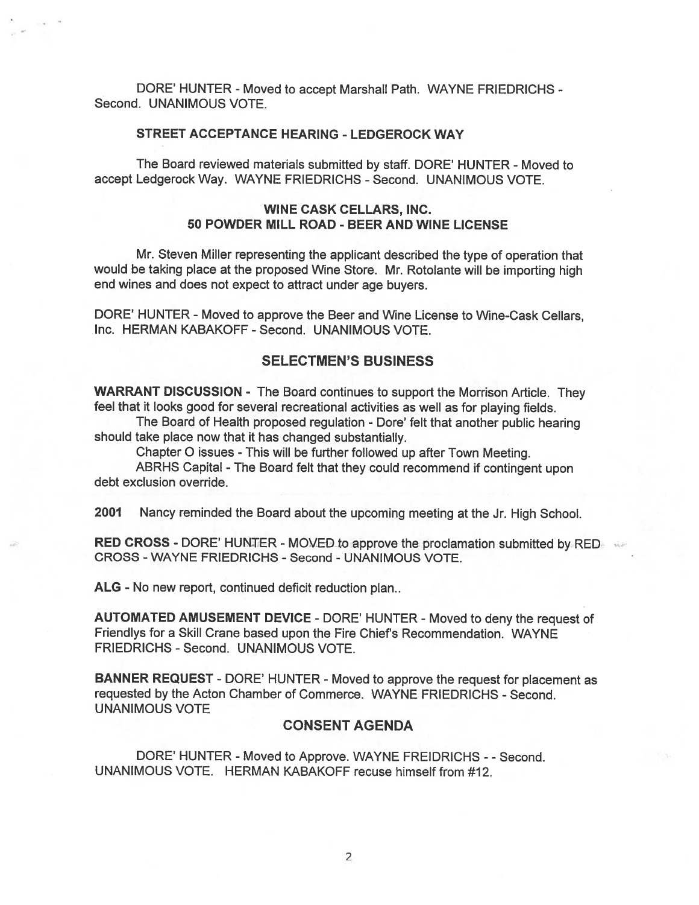DORE' HUNTER - Moved to accept Marshall Path. WAYNE FRIEDRICHS - Second. UNANIMOUS VOTE.

### STREET ACCEPTANCE HEARING - LEDGEROCK WAY

The Board reviewed materials submitted by staff. DORE' HUNTER - Moved to accept Ledgerock Way. WAYNE FRIEDRICHS - Second. UNANIMOUS VOTE.

### WINE CASK CELLARS, INC. 50 POWDER MILL ROAD - BEER AND WINE LICENSE

Mr. Steven Miller representing the applicant described the type of operation that would be taking place at the proposed Wine Store. Mr. Rotolante will be importing high end wines and does not expect to attract under age buyers.

DORE' HUNTER - Moved to approve the Beer and Wine License to Wine-Cask Cellars, Inc. HERMAN KABAKOFF - Second. UNANIMOUS VOTE.

## SELECTMEN'S BUSINESS

**WARRANT DISCUSSION -** The Board continues to support the Morrison Article. They feel that it looks good for several recreational activities as well as for playing fields.

The Board of Health proposed regulation - Dore' felt that another public hearing should take place now that it has changed substantially.

Chapter O issues - This will be further followed up after Town Meeting.

ABRHS Capital - The Board felt that they could recommend if contingent upon debt exclusion override.

**2001** Nancy reminded the Board about the upcoming meeting at the Jr. High School.

**RED CROSS -** DORE' HUNTER - MOVED to approve the proclamation submitted by RED CROSS - WAYNE FRIEDRICHS - Second - UNANIMOUS VOTE.

**ALG -** No new report, continued deficit reduction plan..

**AUTOMATED AMUSEMENT DEVICE -** DORE' HUNTER - Moved to deny the request of Friendlys for a Skill Crane based upon the Fire Chief's Recommendation. WAYNE FRIEDRICHS - Second. UNANIMOUS VOTE.

**BANNER REQUEST -** DORE' HUNTER - Moved to approve the request for placement as requested by the Acton Chamber of Commerce. WAYNE FRIEDRICHS - Second. UNANIMOUS VOTE

## CONSENT AGENDA

DORE' HUNTER - Moved to Approve. WAYNE FREIDRICHS - - Second. UNANIMOUS VOTE. HERMAN KABAKOFF recuse himself from #12.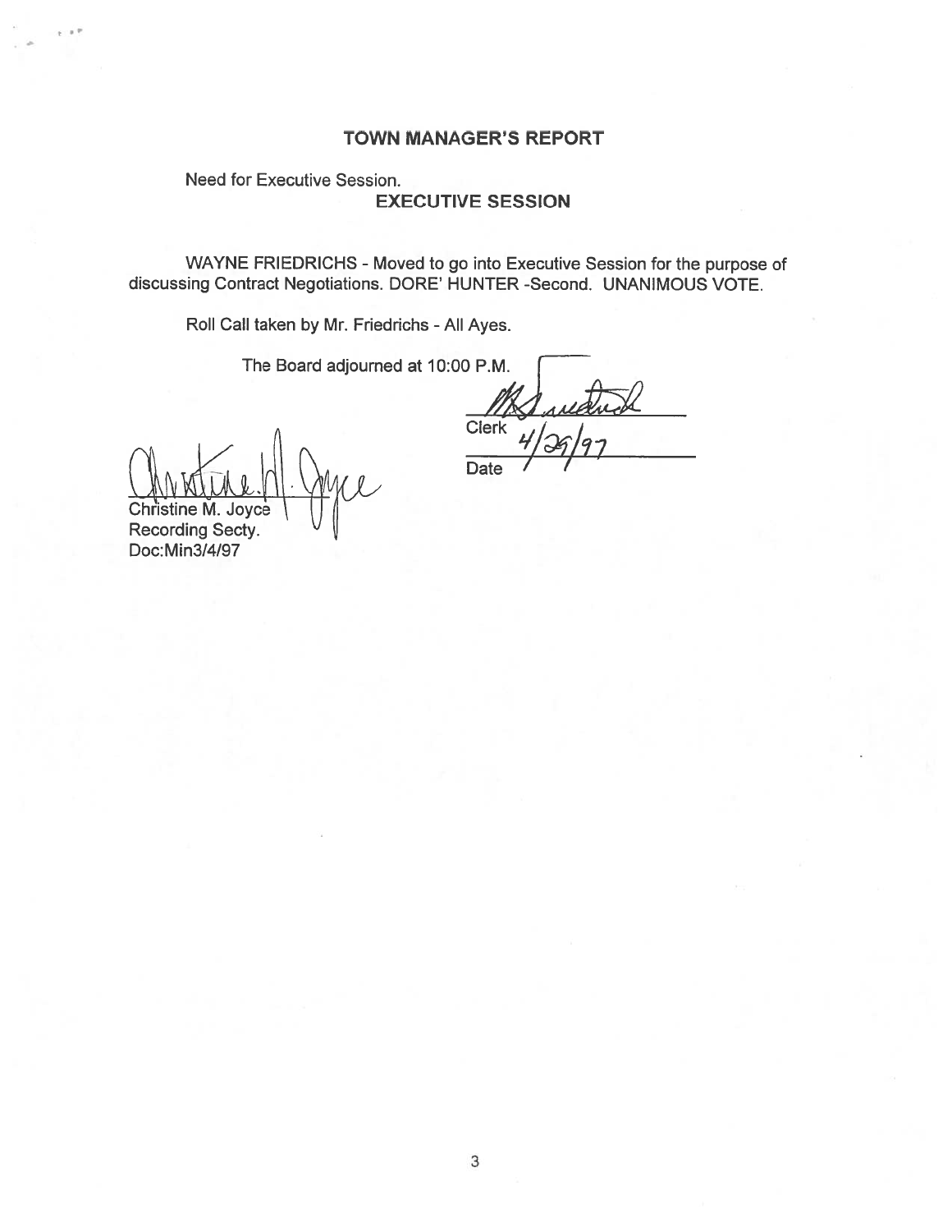## TOWN MANAGER'S REPORT

Need for Executive Session.

## EXECUTIVE SESSION

WAYNE FRIEDRICHS - Moved to go into Executive Session for the purpose of discussing Contract Negotiations. DORE' HUNTER -Second. UNANIMOUS VOTE.

Roll Call taken by Mr. Friedrichs - All Ayes.

The Board adjourned at 10:00 P.M.

Clerk

Date 4/29/97

Christine M. Joyce
Recording Secty.
Doc:Min3/4/97